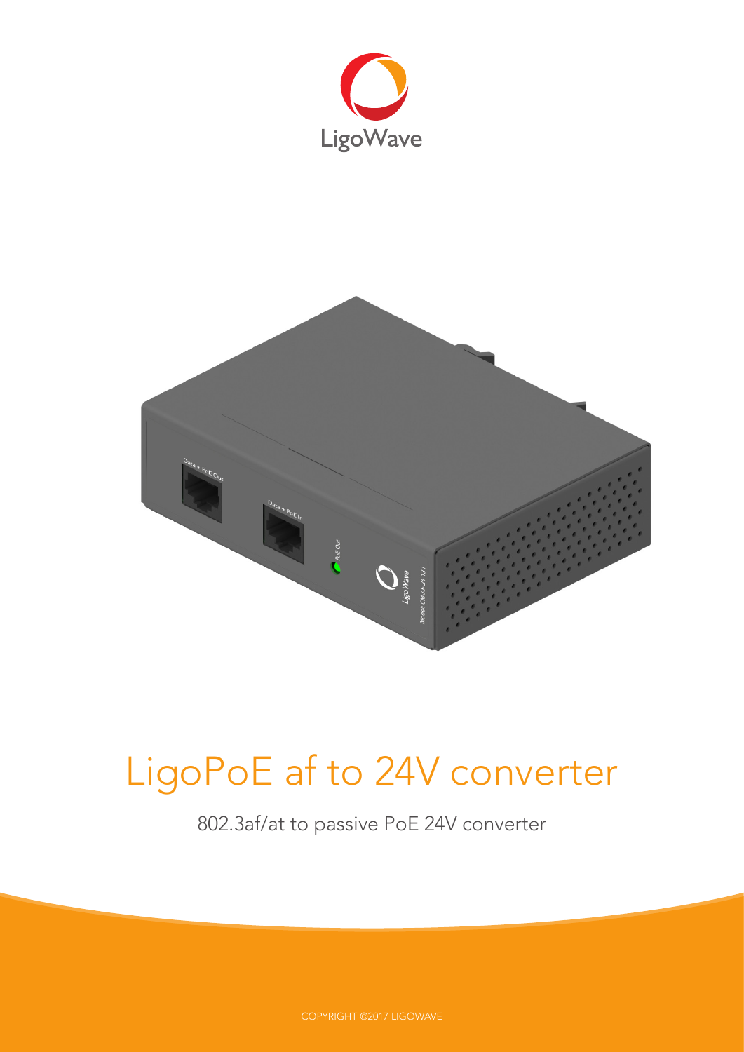LigoWave

# LigoPoE af to 24V converter

802.3af/at to passive PoE 24V converter

COPYRIGHT ©2017 LIGOWAVE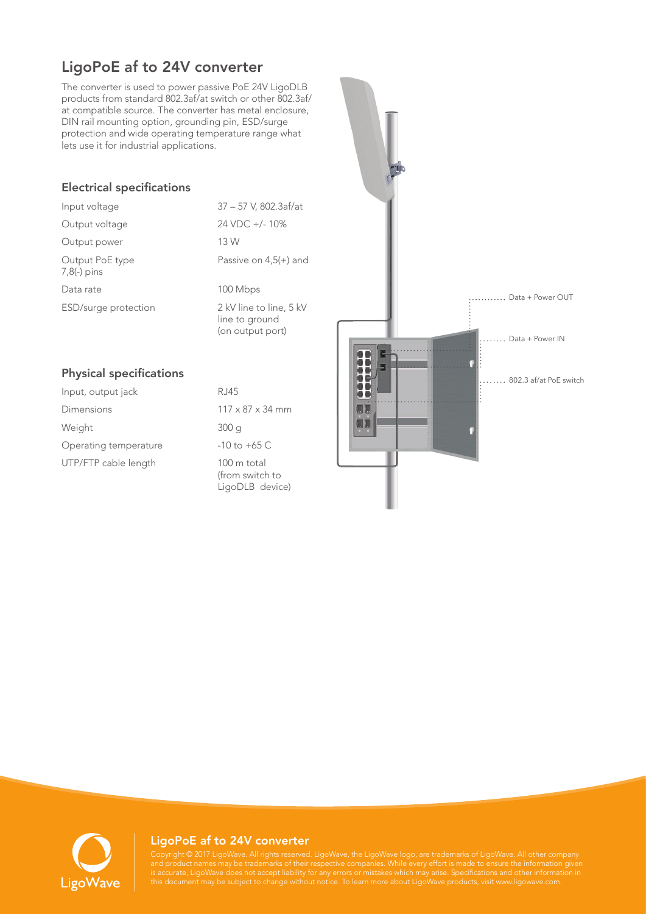## LigoPoE af to 24V converter

The converter is used to power passive PoE 24V LigoDLB products from standard 802.3af/at switch or other 802.3af/at compatible source. The converter has metal enclosure, DIN rail mounting option, grounding pin, ESD/surge protection and wide operating temperature range what lets use it for industrial applications.

### Electrical specifications

| | |
|---|---|
| Input voltage | 37 – 57 V, 802.3af/at |
| Output voltage | 24 VDC +/- 10% |
| Output power | 13 W |
| Output PoE type | Passive on 4,5(+) and 7,8(-) pins |
| Data rate | 100 Mbps |
| ESD/surge protection | 2 kV line to line, 5 kV line to ground (on output port) |

### Physical specifications

| | |
|---|---|
| Input, output jack | RJ45 |
| Dimensions | 117 x 87 x 34 mm |
| Weight | 300 g |
| Operating temperature | -10 to +65 C |
| UTP/FTP cable length | 100 m total (from switch to LigoDLB device) |

Data + Power OUT

Data + Power IN

802.3 af/at PoE switch

### LigoPoE af to 24V converter

Copyright © 2017 LigoWave. All rights reserved. LigoWave, the LigoWave logo, are trademarks of LigoWave. All other company and product names may be trademarks of their respective companies. While every effort is made to ensure the information given is accurate, LigoWave does not accept liability for any errors or mistakes which may arise. Specifications and other information in this document may be subject to change without notice. To learn more about LigoWave products, visit www.ligowave.com.